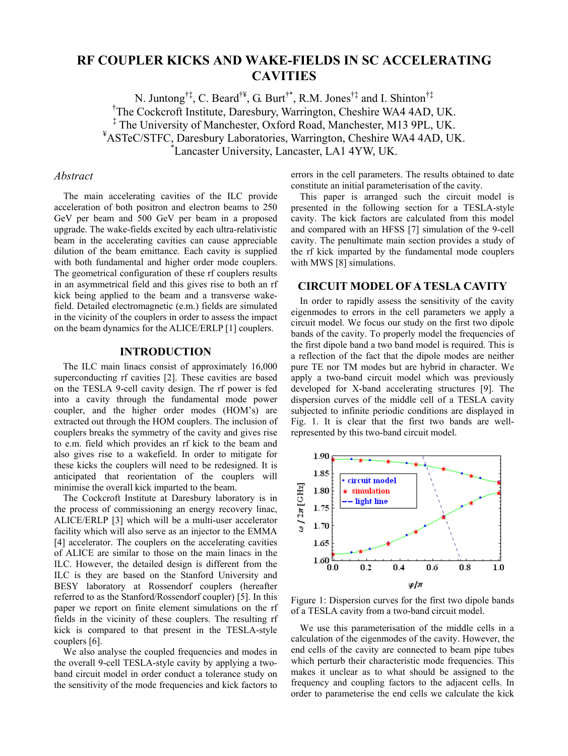# RF COUPLER KICKS AND WAKE-FIELDS IN SC ACCELERATING CAVITIES

N. Juntong[†‡], C. Beard[†¥], G. Burt[†*], R.M. Jones[†‡] and I. Shinton[†‡]

[†]The Cockcroft Institute, Daresbury, Warrington, Cheshire WA4 4AD, UK.

[‡] The University of Manchester, Oxford Road, Manchester, M13 9PL, UK.

[¥]ASTeC/STFC, Daresbury Laboratories, Warrington, Cheshire WA4 4AD, UK.

[*]Lancaster University, Lancaster, LA1 4YW, UK.

*Abstract*

The main accelerating cavities of the ILC provide acceleration of both positron and electron beams to 250 GeV per beam and 500 GeV per beam in a proposed upgrade. The wake-fields excited by each ultra-relativistic beam in the accelerating cavities can cause appreciable dilution of the beam emittance. Each cavity is supplied with both fundamental and higher order mode couplers. The geometrical configuration of these rf couplers results in an asymmetrical field and this gives rise to both an rf kick being applied to the beam and a transverse wake-field. Detailed electromagnetic (e.m.) fields are simulated in the vicinity of the couplers in order to assess the impact on the beam dynamics for the ALICE/ERLP [1] couplers.

## INTRODUCTION

The ILC main linacs consist of approximately 16,000 superconducting rf cavities [2]. These cavities are based on the TESLA 9-cell cavity design. The rf power is fed into a cavity through the fundamental mode power coupler, and the higher order modes (HOM's) are extracted out through the HOM couplers. The inclusion of couplers breaks the symmetry of the cavity and gives rise to e.m. field which provides an rf kick to the beam and also gives rise to a wakefield. In order to mitigate for these kicks the couplers will need to be redesigned. It is anticipated that reorientation of the couplers will minimise the overall kick imparted to the beam.

The Cockcroft Institute at Daresbury laboratory is in the process of commissioning an energy recovery linac, ALICE/ERLP [3] which will be a multi-user accelerator facility which will also serve as an injector to the EMMA [4] accelerator. The couplers on the accelerating cavities of ALICE are similar to those on the main linacs in the ILC. However, the detailed design is different from the ILC is they are based on the Stanford University and BESY laboratory at Rossendorf couplers (hereafter referred to as the Stanford/Rossendorf coupler) [5]. In this paper we report on finite element simulations on the rf fields in the vicinity of these couplers. The resulting rf kick is compared to that present in the TESLA-style couplers [6].

We also analyse the coupled frequencies and modes in the overall 9-cell TESLA-style cavity by applying a two-band circuit model in order conduct a tolerance study on the sensitivity of the mode frequencies and kick factors to errors in the cell parameters. The results obtained to date constitute an initial parameterisation of the cavity.

This paper is arranged such the circuit model is presented in the following section for a TESLA-style cavity. The kick factors are calculated from this model and compared with an HFSS [7] simulation of the 9-cell cavity. The penultimate main section provides a study of the rf kick imparted by the fundamental mode couplers with MWS [8] simulations.

## CIRCUIT MODEL OF A TESLA CAVITY

In order to rapidly assess the sensitivity of the cavity eigenmodes to errors in the cell parameters we apply a circuit model. We focus our study on the first two dipole bands of the cavity. To properly model the frequencies of the first dipole band a two band model is required. This is a reflection of the fact that the dipole modes are neither pure TE nor TM modes but are hybrid in character. We apply a two-band circuit model which was previously developed for X-band accelerating structures [9]. The dispersion curves of the middle cell of a TESLA cavity subjected to infinite periodic conditions are displayed in Fig. 1. It is clear that the first two bands are well-represented by this two-band circuit model.

Figure 1: Dispersion curves for the first two dipole bands of a TESLA cavity from a two-band circuit model.

We use this parameterisation of the middle cells in a calculation of the eigenmodes of the cavity. However, the end cells of the cavity are connected to beam pipe tubes which perturb their characteristic mode frequencies. This makes it unclear as to what should be assigned to the frequency and coupling factors to the adjacent cells. In order to parameterise the end cells we calculate the kick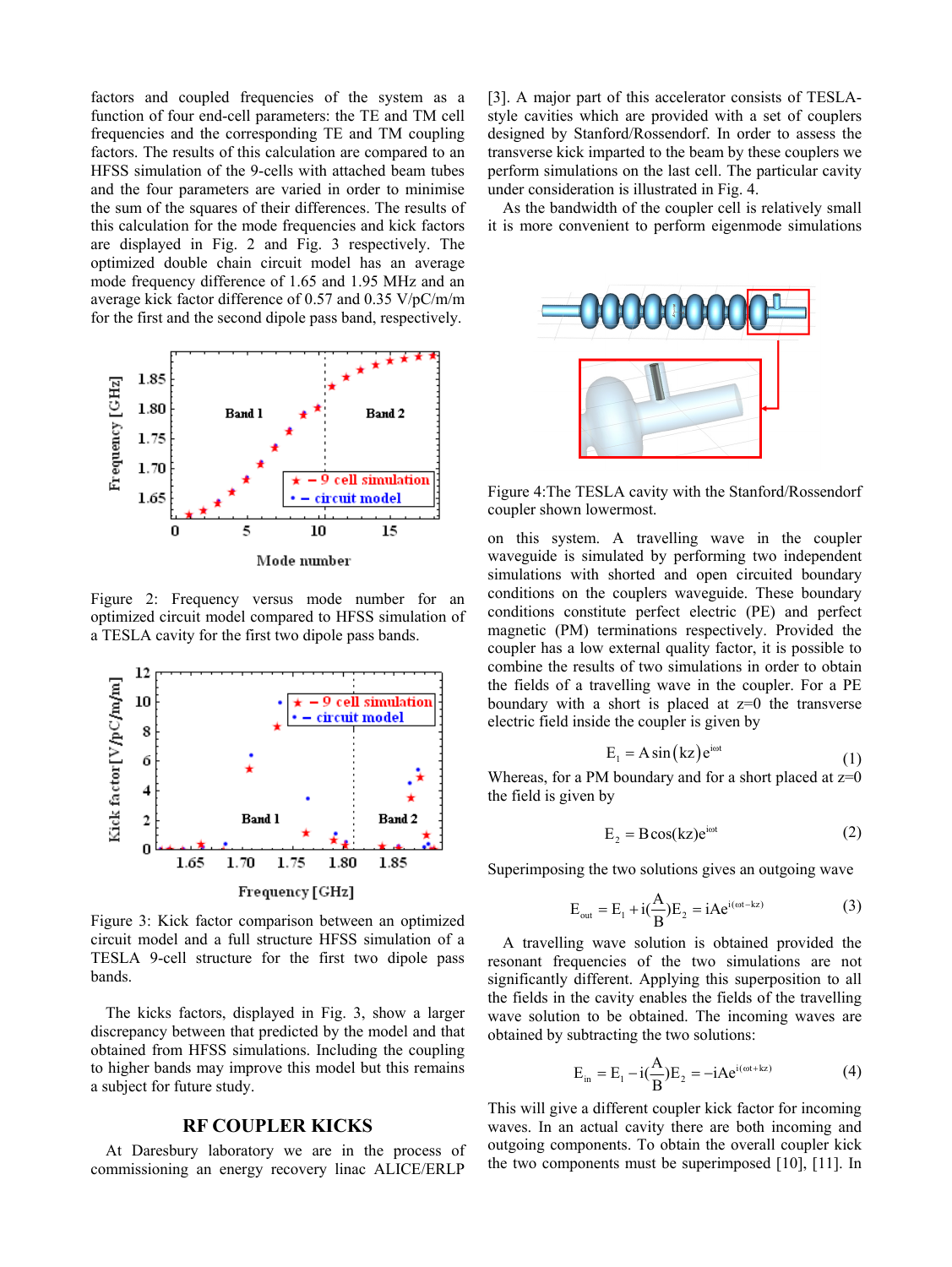factors and coupled frequencies of the system as a function of four end-cell parameters: the TE and TM cell frequencies and the corresponding TE and TM coupling factors. The results of this calculation are compared to an HFSS simulation of the 9-cells with attached beam tubes and the four parameters are varied in order to minimise the sum of the squares of their differences. The results of this calculation for the mode frequencies and kick factors are displayed in Fig. 2 and Fig. 3 respectively. The optimized double chain circuit model has an average mode frequency difference of 1.65 and 1.95 MHz and an average kick factor difference of 0.57 and 0.35 V/pC/m/m for the first and the second dipole pass band, respectively.

Figure 2: Frequency versus mode number for an optimized circuit model compared to HFSS simulation of a TESLA cavity for the first two dipole pass bands.

Figure 3: Kick factor comparison between an optimized circuit model and a full structure HFSS simulation of a TESLA 9-cell structure for the first two dipole pass bands.

The kicks factors, displayed in Fig. 3, show a larger discrepancy between that predicted by the model and that obtained from HFSS simulations. Including the coupling to higher bands may improve this model but this remains a subject for future study.

## RF COUPLER KICKS

At Daresbury laboratory we are in the process of commissioning an energy recovery linac ALICE/ERLP [3]. A major part of this accelerator consists of TESLA-style cavities which are provided with a set of couplers designed by Stanford/Rossendorf. In order to assess the transverse kick imparted to the beam by these couplers we perform simulations on the last cell. The particular cavity under consideration is illustrated in Fig. 4.

As the bandwidth of the coupler cell is relatively small it is more convenient to perform eigenmode simulations

Figure 4:The TESLA cavity with the Stanford/Rossendorf coupler shown lowermost.

on this system. A travelling wave in the coupler waveguide is simulated by performing two independent simulations with shorted and open circuited boundary conditions on the couplers waveguide. These boundary conditions constitute perfect electric (PE) and perfect magnetic (PM) terminations respectively. Provided the coupler has a low external quality factor, it is possible to combine the results of two simulations in order to obtain the fields of a travelling wave in the coupler. For a PE boundary with a short is placed at z=0 the transverse electric field inside the coupler is given by

$$E_1 = A\sin(kz)e^{i\omega t} \tag{1}$$

Whereas, for a PM boundary and for a short placed at z=0 the field is given by

$$E_2 = B\cos(kz)e^{i\omega t} \tag{2}$$

Superimposing the two solutions gives an outgoing wave

$$E_{out} = E_1 + i\left(\frac{A}{B}\right)E_2 = iAe^{i(\omega t - kz)} \tag{3}$$

A travelling wave solution is obtained provided the resonant frequencies of the two simulations are not significantly different. Applying this superposition to all the fields in the cavity enables the fields of the travelling wave solution to be obtained. The incoming waves are obtained by subtracting the two solutions:

$$E_{in} = E_1 - i\left(\frac{A}{B}\right)E_2 = -iAe^{i(\omega t + kz)} \tag{4}$$

This will give a different coupler kick factor for incoming waves. In an actual cavity there are both incoming and outgoing components. To obtain the overall coupler kick the two components must be superimposed [10], [11]. In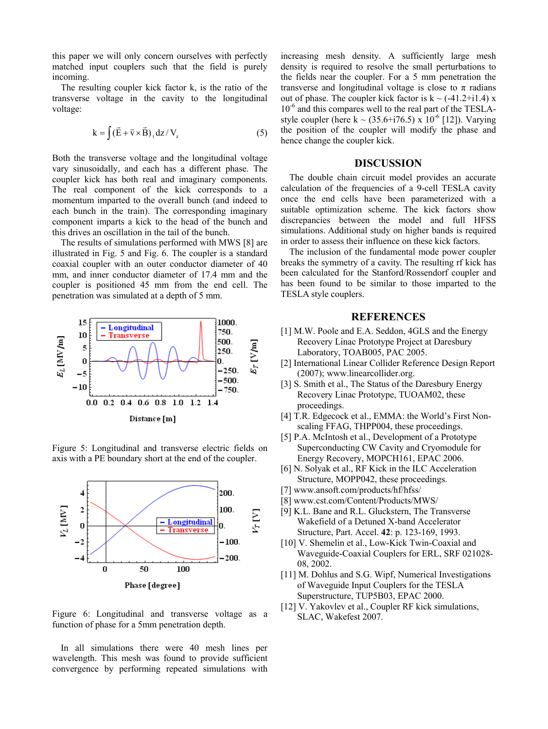this paper we will only concern ourselves with perfectly matched input couplers such that the field is purely incoming.

The resulting coupler kick factor k, is the ratio of the transverse voltage in the cavity to the longitudinal voltage:

$$k = \int (\vec{E} + \vec{v} \times \vec{B})_t \, dz / V_z \qquad (5)$$

Both the transverse voltage and the longitudinal voltage vary sinusoidally, and each has a different phase. The coupler kick has both real and imaginary components. The real component of the kick corresponds to a momentum imparted to the overall bunch (and indeed to each bunch in the train). The corresponding imaginary component imparts a kick to the head of the bunch and this drives an oscillation in the tail of the bunch.

The results of simulations performed with MWS [8] are illustrated in Fig. 5 and Fig. 6. The coupler is a standard coaxial coupler with an outer conductor diameter of 40 mm, and inner conductor diameter of 17.4 mm and the coupler is positioned 45 mm from the end cell. The penetration was simulated at a depth of 5 mm.

$E_L$ [MV/m]
15
10
5
0
−5
−10
Longitudinal
Transverse
1000.
750.
500.
250.
0.
−250.
−500.
−750.
$E_T$ [V/m]
0.0 0.2 0.4 0.6 0.8 1.0 1.2 1.4
Distance [m]

Figure 5: Longitudinal and transverse electric fields on axis with a PE boundary short at the end of the coupler.

$V_L$ [MV]
4
2
0
−2
−4
Longitudinal
Transverse
200.
100.
0.
−100.
−200.
$V_T$ [V]
0 50 100
Phase [degree]

Figure 6: Longitudinal and transverse voltage as a function of phase for a 5mm penetration depth.

In all simulations there were 40 mesh lines per wavelength. This mesh was found to provide sufficient convergence by performing repeated simulations with increasing mesh density. A sufficiently large mesh density is required to resolve the small perturbations to the fields near the coupler. For a 5 mm penetration the transverse and longitudinal voltage is close to π radians out of phase. The coupler kick factor is $k \sim (-41.2+i1.4) \times 10^{-6}$ and this compares well to the real part of the TESLA-style coupler (here $k \sim (35.6+i76.5) \times 10^{-6}$ [12]). Varying the position of the coupler will modify the phase and hence change the coupler kick.

## DISCUSSION

The double chain circuit model provides an accurate calculation of the frequencies of a 9-cell TESLA cavity once the end cells have been parameterized with a suitable optimization scheme. The kick factors show discrepancies between the model and full HFSS simulations. Additional study on higher bands is required in order to assess their influence on these kick factors.

The inclusion of the fundamental mode power coupler breaks the symmetry of a cavity. The resulting rf kick has been calculated for the Stanford/Rossendorf coupler and has been found to be similar to those imparted to the TESLA style couplers.

## REFERENCES

[1] M.W. Poole and E.A. Seddon, 4GLS and the Energy Recovery Linac Prototype Project at Daresbury Laboratory, TOAB005, PAC 2005.

[2] International Linear Collider Reference Design Report (2007); www.linearcollider.org.

[3] S. Smith et al., The Status of the Daresbury Energy Recovery Linac Prototype, TUOAM02, these proceedings.

[4] T.R. Edgecock et al., EMMA: the World's First Non-scaling FFAG, THPP004, these proceedings.

[5] P.A. McIntosh et al., Development of a Prototype Superconducting CW Cavity and Cryomodule for Energy Recovery, MOPCH161, EPAC 2006.

[6] N. Solyak et al., RF Kick in the ILC Acceleration Structure, MOPP042, these proceedings.

[7] www.ansoft.com/products/hf/hfss/

[8] www.cst.com/Content/Products/MWS/

[9] K.L. Bane and R.L. Gluckstern, The Transverse Wakefield of a Detuned X-band Accelerator Structure, Part. Accel. **42**: p. 123-169, 1993.

[10] V. Shemelin et al., Low-Kick Twin-Coaxial and Waveguide-Coaxial Couplers for ERL, SRF 021028-08, 2002.

[11] M. Dohlus and S.G. Wipf, Numerical Investigations of Waveguide Input Couplers for the TESLA Superstructure, TUP5B03, EPAC 2000.

[12] V. Yakovlev et al., Coupler RF kick simulations, SLAC, Wakefest 2007.